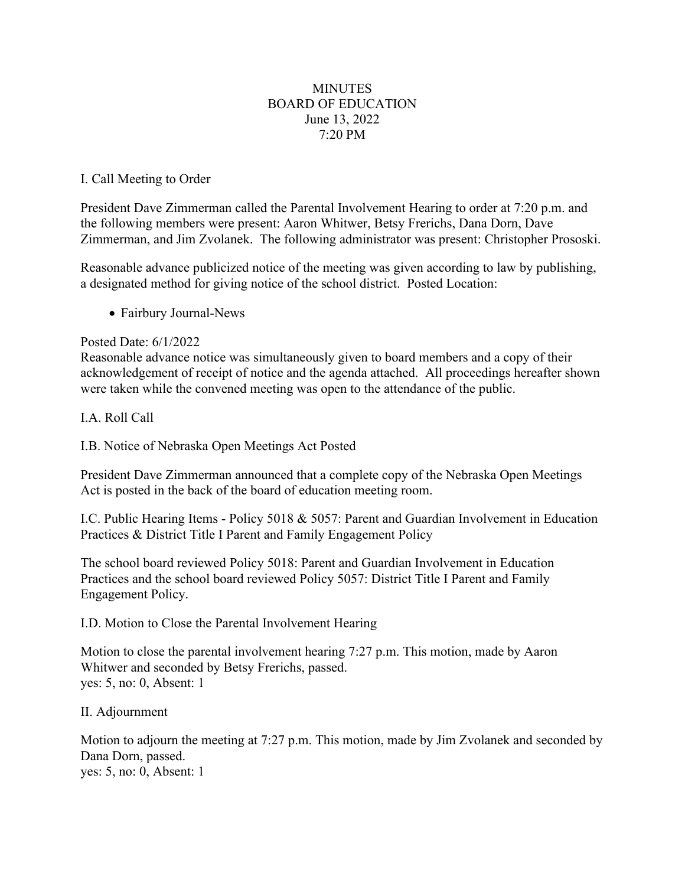# MINUTES
## BOARD OF EDUCATION
### June 13, 2022
### 7:20 PM

I. Call Meeting to Order

President Dave Zimmerman called the Parental Involvement Hearing to order at 7:20 p.m. and the following members were present: Aaron Whitwer, Betsy Frerichs, Dana Dorn, Dave Zimmerman, and Jim Zvolanek. The following administrator was present: Christopher Prososki.

Reasonable advance publicized notice of the meeting was given according to law by publishing, a designated method for giving notice of the school district. Posted Location:

- Fairbury Journal-News

Posted Date: 6/1/2022
Reasonable advance notice was simultaneously given to board members and a copy of their acknowledgement of receipt of notice and the agenda attached. All proceedings hereafter shown were taken while the convened meeting was open to the attendance of the public.

I.A. Roll Call

I.B. Notice of Nebraska Open Meetings Act Posted

President Dave Zimmerman announced that a complete copy of the Nebraska Open Meetings Act is posted in the back of the board of education meeting room.

I.C. Public Hearing Items - Policy 5018 & 5057: Parent and Guardian Involvement in Education Practices & District Title I Parent and Family Engagement Policy

The school board reviewed Policy 5018: Parent and Guardian Involvement in Education Practices and the school board reviewed Policy 5057: District Title I Parent and Family Engagement Policy.

I.D. Motion to Close the Parental Involvement Hearing

Motion to close the parental involvement hearing 7:27 p.m. This motion, made by Aaron Whitwer and seconded by Betsy Frerichs, passed.
yes: 5, no: 0, Absent: 1

II. Adjournment

Motion to adjourn the meeting at 7:27 p.m. This motion, made by Jim Zvolanek and seconded by Dana Dorn, passed.
yes: 5, no: 0, Absent: 1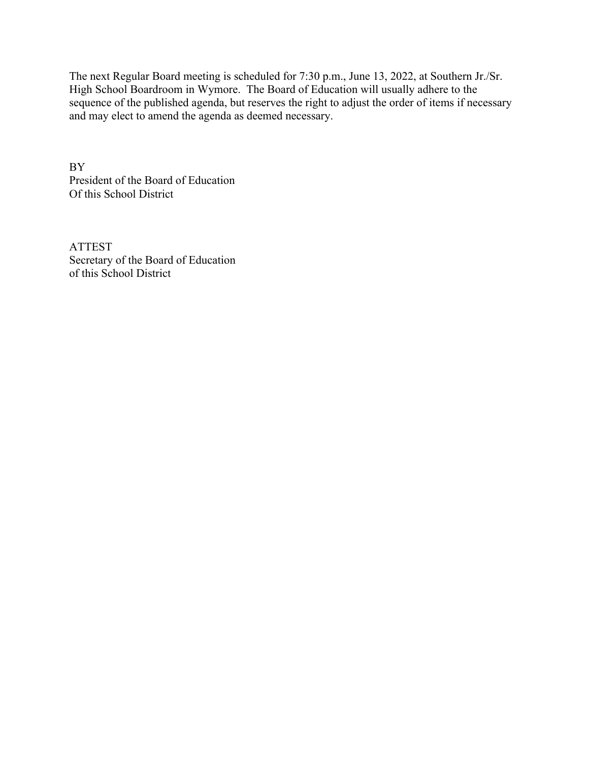The next Regular Board meeting is scheduled for 7:30 p.m., June 13, 2022, at Southern Jr./Sr. High School Boardroom in Wymore. The Board of Education will usually adhere to the sequence of the published agenda, but reserves the right to adjust the order of items if necessary and may elect to amend the agenda as deemed necessary.

BY
President of the Board of Education
Of this School District

ATTEST
Secretary of the Board of Education
of this School District